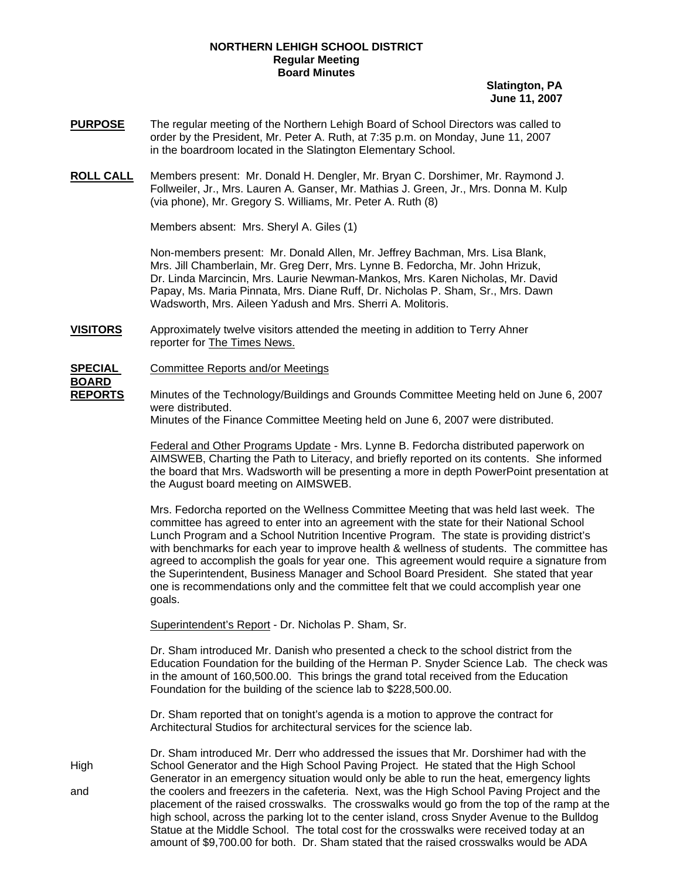**NORTHERN LEHIGH SCHOOL DISTRICT**
**Regular Meeting**
**Board Minutes**

**Slatington, PA**
**June 11, 2007**

**PURPOSE** The regular meeting of the Northern Lehigh Board of School Directors was called to order by the President, Mr. Peter A. Ruth, at 7:35 p.m. on Monday, June 11, 2007 in the boardroom located in the Slatington Elementary School.

**ROLL CALL** Members present: Mr. Donald H. Dengler, Mr. Bryan C. Dorshimer, Mr. Raymond J. Follweiler, Jr., Mrs. Lauren A. Ganser, Mr. Mathias J. Green, Jr., Mrs. Donna M. Kulp (via phone), Mr. Gregory S. Williams, Mr. Peter A. Ruth (8)

Members absent: Mrs. Sheryl A. Giles (1)

Non-members present: Mr. Donald Allen, Mr. Jeffrey Bachman, Mrs. Lisa Blank, Mrs. Jill Chamberlain, Mr. Greg Derr, Mrs. Lynne B. Fedorcha, Mr. John Hrizuk, Dr. Linda Marcincin, Mrs. Laurie Newman-Mankos, Mrs. Karen Nicholas, Mr. David Papay, Ms. Maria Pinnata, Mrs. Diane Ruff, Dr. Nicholas P. Sham, Sr., Mrs. Dawn Wadsworth, Mrs. Aileen Yadush and Mrs. Sherri A. Molitoris.

**VISITORS** Approximately twelve visitors attended the meeting in addition to Terry Ahner reporter for The Times News.

**SPECIAL BOARD REPORTS** Committee Reports and/or Meetings

Minutes of the Technology/Buildings and Grounds Committee Meeting held on June 6, 2007 were distributed.
Minutes of the Finance Committee Meeting held on June 6, 2007 were distributed.

Federal and Other Programs Update - Mrs. Lynne B. Fedorcha distributed paperwork on AIMSWEB, Charting the Path to Literacy, and briefly reported on its contents. She informed the board that Mrs. Wadsworth will be presenting a more in depth PowerPoint presentation at the August board meeting on AIMSWEB.

Mrs. Fedorcha reported on the Wellness Committee Meeting that was held last week. The committee has agreed to enter into an agreement with the state for their National School Lunch Program and a School Nutrition Incentive Program. The state is providing district's with benchmarks for each year to improve health & wellness of students. The committee has agreed to accomplish the goals for year one. This agreement would require a signature from the Superintendent, Business Manager and School Board President. She stated that year one is recommendations only and the committee felt that we could accomplish year one goals.

Superintendent's Report - Dr. Nicholas P. Sham, Sr.

Dr. Sham introduced Mr. Danish who presented a check to the school district from the Education Foundation for the building of the Herman P. Snyder Science Lab. The check was in the amount of 160,500.00. This brings the grand total received from the Education Foundation for the building of the science lab to $228,500.00.

Dr. Sham reported that on tonight's agenda is a motion to approve the contract for Architectural Studios for architectural services for the science lab.

High and

Dr. Sham introduced Mr. Derr who addressed the issues that Mr. Dorshimer had with the School Generator and the High School Paving Project. He stated that the High School Generator in an emergency situation would only be able to run the heat, emergency lights the coolers and freezers in the cafeteria. Next, was the High School Paving Project and the placement of the raised crosswalks. The crosswalks would go from the top of the ramp at the high school, across the parking lot to the center island, cross Snyder Avenue to the Bulldog Statue at the Middle School. The total cost for the crosswalks were received today at an amount of $9,700.00 for both. Dr. Sham stated that the raised crosswalks would be ADA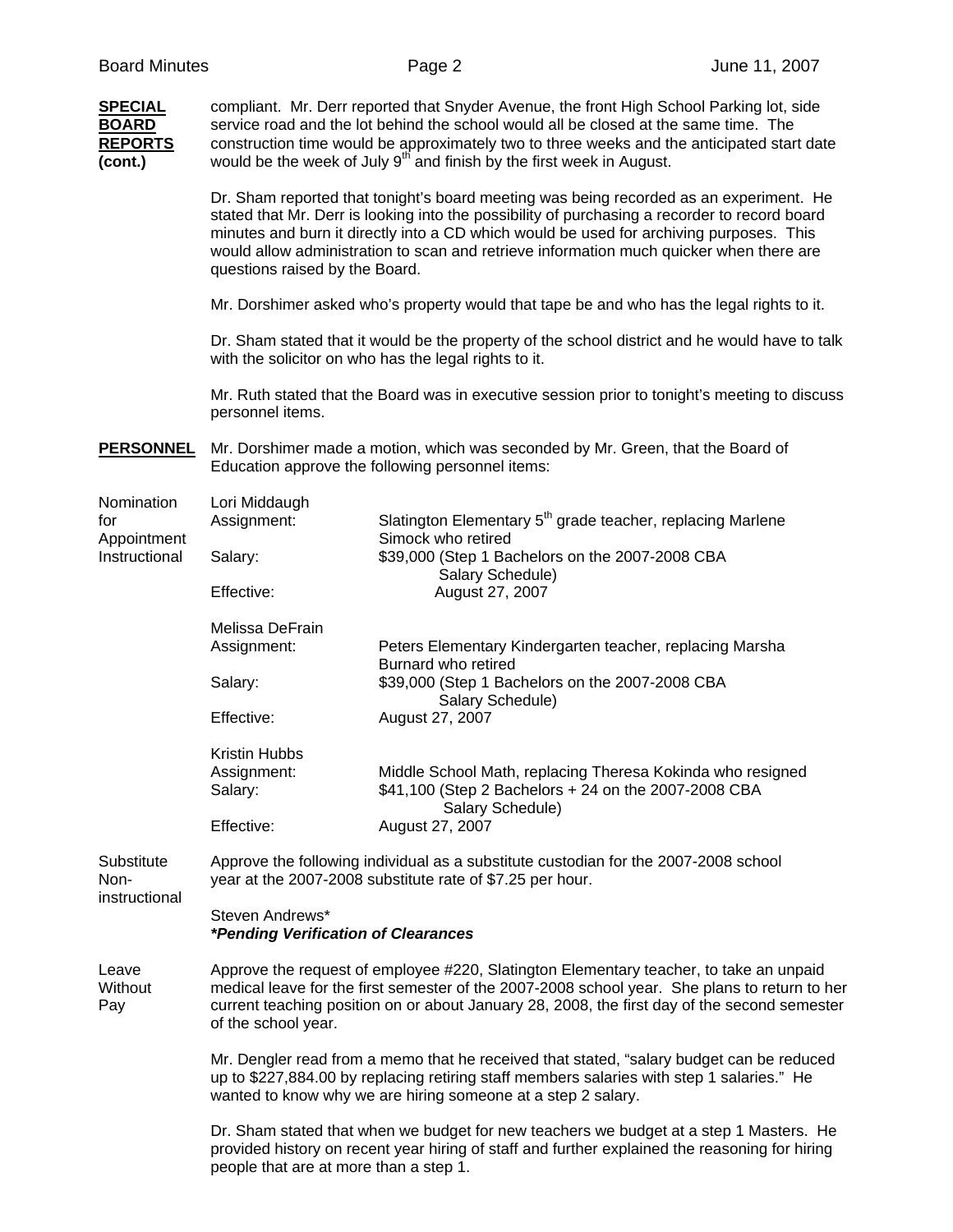**SPECIAL BOARD REPORTS (cont.)**

compliant. Mr. Derr reported that Snyder Avenue, the front High School Parking lot, side service road and the lot behind the school would all be closed at the same time. The construction time would be approximately two to three weeks and the anticipated start date would be the week of July 9th and finish by the first week in August.

Dr. Sham reported that tonight's board meeting was being recorded as an experiment. He stated that Mr. Derr is looking into the possibility of purchasing a recorder to record board minutes and burn it directly into a CD which would be used for archiving purposes. This would allow administration to scan and retrieve information much quicker when there are questions raised by the Board.

Mr. Dorshimer asked who's property would that tape be and who has the legal rights to it.

Dr. Sham stated that it would be the property of the school district and he would have to talk with the solicitor on who has the legal rights to it.

Mr. Ruth stated that the Board was in executive session prior to tonight's meeting to discuss personnel items.

**PERSONNEL**

Mr. Dorshimer made a motion, which was seconded by Mr. Green, that the Board of Education approve the following personnel items:

Nomination for Appointment Instructional

Lori Middaugh

| | |
|---|---|
| Assignment: | Slatington Elementary 5th grade teacher, replacing Marlene Simock who retired |
| Salary: | $39,000 (Step 1 Bachelors on the 2007-2008 CBA Salary Schedule) |
| Effective: | August 27, 2007 |

Melissa DeFrain

| | |
|---|---|
| Assignment: | Peters Elementary Kindergarten teacher, replacing Marsha Burnard who retired |
| Salary: | $39,000 (Step 1 Bachelors on the 2007-2008 CBA Salary Schedule) |
| Effective: | August 27, 2007 |

Kristin Hubbs

| | |
|---|---|
| Assignment: | Middle School Math, replacing Theresa Kokinda who resigned |
| Salary: | $41,100 (Step 2 Bachelors + 24 on the 2007-2008 CBA Salary Schedule) |
| Effective: | August 27, 2007 |

Substitute Non-instructional

Approve the following individual as a substitute custodian for the 2007-2008 school year at the 2007-2008 substitute rate of $7.25 per hour.

Steven Andrews*
***Pending Verification of Clearances***

Leave Without Pay

Approve the request of employee #220, Slatington Elementary teacher, to take an unpaid medical leave for the first semester of the 2007-2008 school year. She plans to return to her current teaching position on or about January 28, 2008, the first day of the second semester of the school year.

Mr. Dengler read from a memo that he received that stated, "salary budget can be reduced up to $227,884.00 by replacing retiring staff members salaries with step 1 salaries." He wanted to know why we are hiring someone at a step 2 salary.

Dr. Sham stated that when we budget for new teachers we budget at a step 1 Masters. He provided history on recent year hiring of staff and further explained the reasoning for hiring people that are at more than a step 1.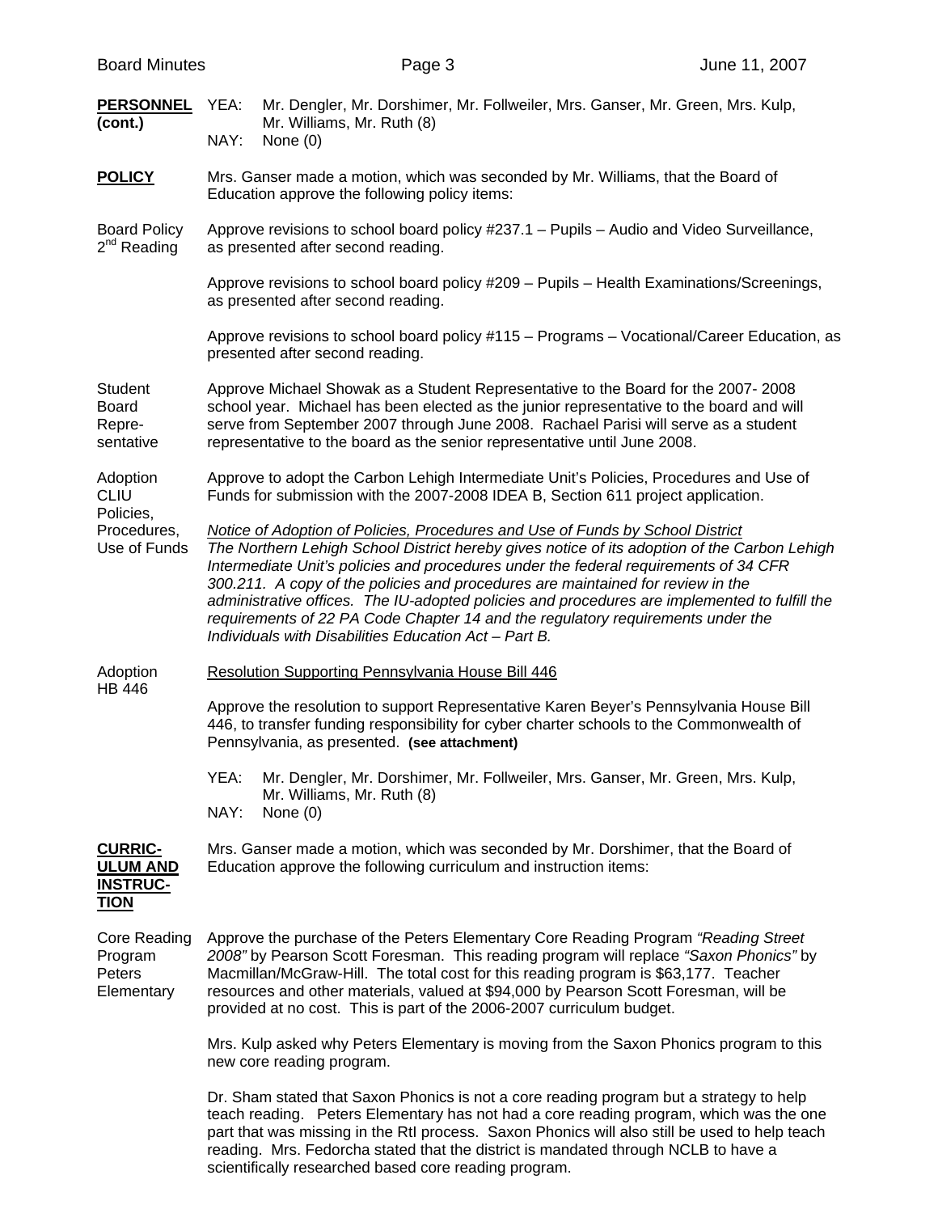**PERSONNEL (cont.)**

YEA: Mr. Dengler, Mr. Dorshimer, Mr. Follweiler, Mrs. Ganser, Mr. Green, Mrs. Kulp, Mr. Williams, Mr. Ruth (8)
NAY: None (0)

**POLICY**

Mrs. Ganser made a motion, which was seconded by Mr. Williams, that the Board of Education approve the following policy items:

Board Policy 2nd Reading

Approve revisions to school board policy #237.1 – Pupils – Audio and Video Surveillance, as presented after second reading.

Approve revisions to school board policy #209 – Pupils – Health Examinations/Screenings, as presented after second reading.

Approve revisions to school board policy #115 – Programs – Vocational/Career Education, as presented after second reading.

Student Board Representative

Approve Michael Showak as a Student Representative to the Board for the 2007- 2008 school year. Michael has been elected as the junior representative to the board and will serve from September 2007 through June 2008. Rachael Parisi will serve as a student representative to the board as the senior representative until June 2008.

Adoption CLIU Policies, Procedures, Use of Funds

Approve to adopt the Carbon Lehigh Intermediate Unit's Policies, Procedures and Use of Funds for submission with the 2007-2008 IDEA B, Section 611 project application.

*Notice of Adoption of Policies, Procedures and Use of Funds by School District*
*The Northern Lehigh School District hereby gives notice of its adoption of the Carbon Lehigh Intermediate Unit's policies and procedures under the federal requirements of 34 CFR 300.211. A copy of the policies and procedures are maintained for review in the administrative offices. The IU-adopted policies and procedures are implemented to fulfill the requirements of 22 PA Code Chapter 14 and the regulatory requirements under the Individuals with Disabilities Education Act – Part B.*

Adoption HB 446

Resolution Supporting Pennsylvania House Bill 446

Approve the resolution to support Representative Karen Beyer's Pennsylvania House Bill 446, to transfer funding responsibility for cyber charter schools to the Commonwealth of Pennsylvania, as presented. **(see attachment)**

YEA: Mr. Dengler, Mr. Dorshimer, Mr. Follweiler, Mrs. Ganser, Mr. Green, Mrs. Kulp, Mr. Williams, Mr. Ruth (8)
NAY: None (0)

**CURRICULUM AND INSTRUCTION**

Mrs. Ganser made a motion, which was seconded by Mr. Dorshimer, that the Board of Education approve the following curriculum and instruction items:

Core Reading Program Peters Elementary

Approve the purchase of the Peters Elementary Core Reading Program *"Reading Street 2008"* by Pearson Scott Foresman. This reading program will replace *"Saxon Phonics"* by Macmillan/McGraw-Hill. The total cost for this reading program is $63,177. Teacher resources and other materials, valued at $94,000 by Pearson Scott Foresman, will be provided at no cost. This is part of the 2006-2007 curriculum budget.

Mrs. Kulp asked why Peters Elementary is moving from the Saxon Phonics program to this new core reading program.

Dr. Sham stated that Saxon Phonics is not a core reading program but a strategy to help teach reading. Peters Elementary has not had a core reading program, which was the one part that was missing in the RtI process. Saxon Phonics will also still be used to help teach reading. Mrs. Fedorcha stated that the district is mandated through NCLB to have a scientifically researched based core reading program.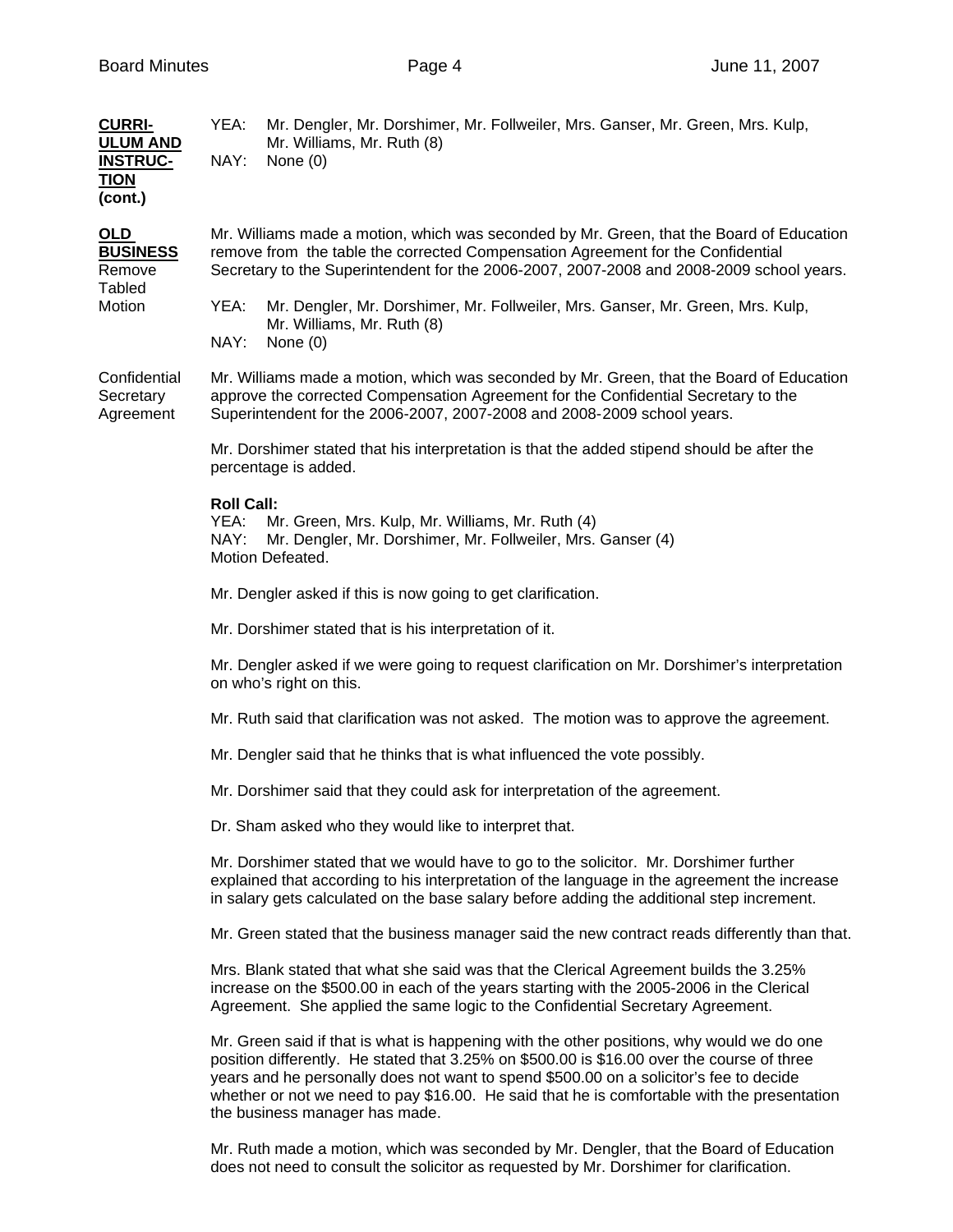**CURRICULUM AND INSTRUCTION (cont.)**

YEA: Mr. Dengler, Mr. Dorshimer, Mr. Follweiler, Mrs. Ganser, Mr. Green, Mrs. Kulp, Mr. Williams, Mr. Ruth (8)
NAY: None (0)

**OLD BUSINESS**

Remove Tabled Motion

Mr. Williams made a motion, which was seconded by Mr. Green, that the Board of Education remove from the table the corrected Compensation Agreement for the Confidential Secretary to the Superintendent for the 2006-2007, 2007-2008 and 2008-2009 school years.

YEA: Mr. Dengler, Mr. Dorshimer, Mr. Follweiler, Mrs. Ganser, Mr. Green, Mrs. Kulp, Mr. Williams, Mr. Ruth (8)
NAY: None (0)

Confidential Secretary Agreement

Mr. Williams made a motion, which was seconded by Mr. Green, that the Board of Education approve the corrected Compensation Agreement for the Confidential Secretary to the Superintendent for the 2006-2007, 2007-2008 and 2008-2009 school years.

Mr. Dorshimer stated that his interpretation is that the added stipend should be after the percentage is added.

**Roll Call:**
YEA: Mr. Green, Mrs. Kulp, Mr. Williams, Mr. Ruth (4)
NAY: Mr. Dengler, Mr. Dorshimer, Mr. Follweiler, Mrs. Ganser (4)
Motion Defeated.

Mr. Dengler asked if this is now going to get clarification.

Mr. Dorshimer stated that is his interpretation of it.

Mr. Dengler asked if we were going to request clarification on Mr. Dorshimer's interpretation on who's right on this.

Mr. Ruth said that clarification was not asked. The motion was to approve the agreement.

Mr. Dengler said that he thinks that is what influenced the vote possibly.

Mr. Dorshimer said that they could ask for interpretation of the agreement.

Dr. Sham asked who they would like to interpret that.

Mr. Dorshimer stated that we would have to go to the solicitor. Mr. Dorshimer further explained that according to his interpretation of the language in the agreement the increase in salary gets calculated on the base salary before adding the additional step increment.

Mr. Green stated that the business manager said the new contract reads differently than that.

Mrs. Blank stated that what she said was that the Clerical Agreement builds the 3.25% increase on the $500.00 in each of the years starting with the 2005-2006 in the Clerical Agreement. She applied the same logic to the Confidential Secretary Agreement.

Mr. Green said if that is what is happening with the other positions, why would we do one position differently. He stated that 3.25% on $500.00 is $16.00 over the course of three years and he personally does not want to spend $500.00 on a solicitor's fee to decide whether or not we need to pay $16.00. He said that he is comfortable with the presentation the business manager has made.

Mr. Ruth made a motion, which was seconded by Mr. Dengler, that the Board of Education does not need to consult the solicitor as requested by Mr. Dorshimer for clarification.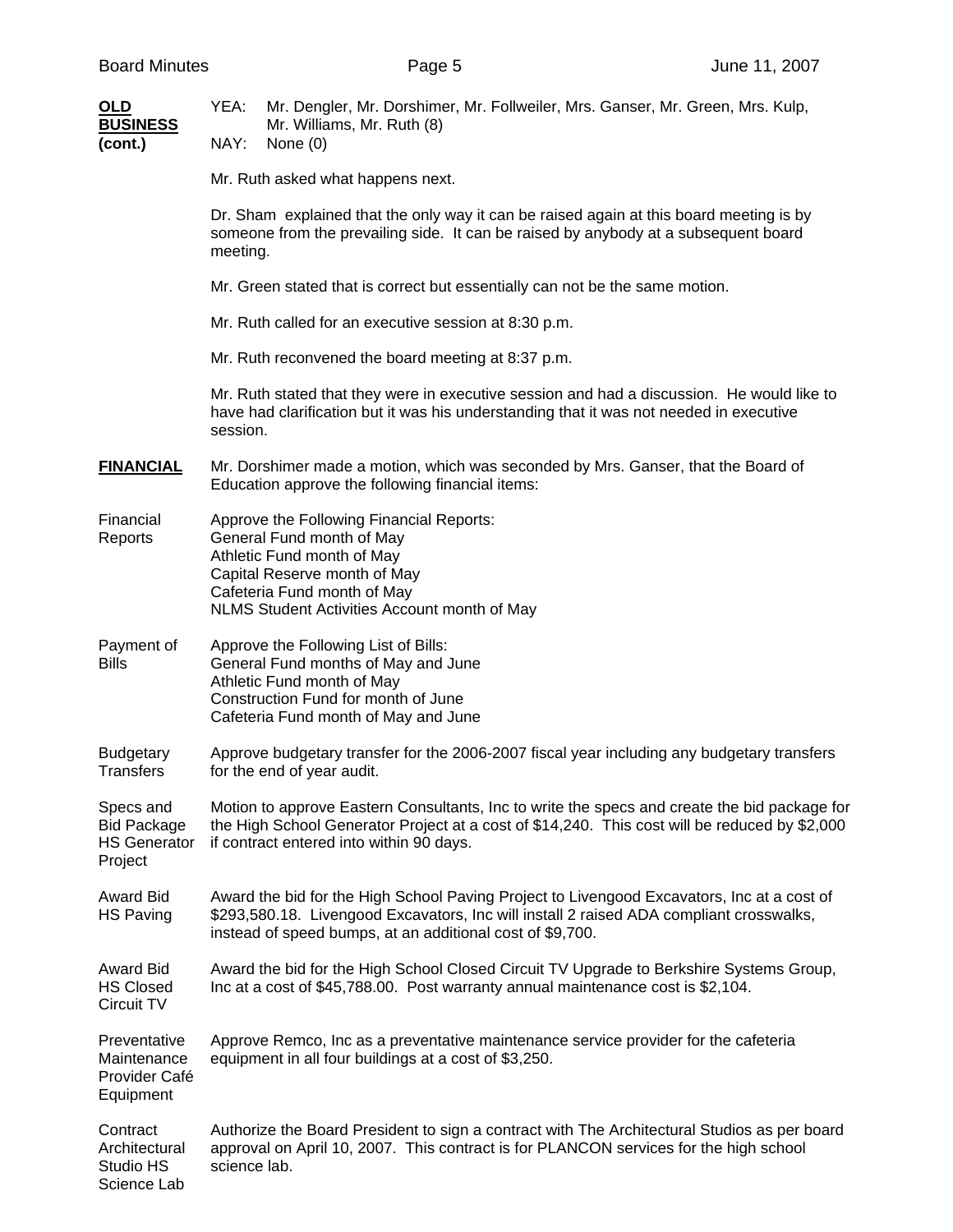**OLD BUSINESS (cont.)**

YEA: Mr. Dengler, Mr. Dorshimer, Mr. Follweiler, Mrs. Ganser, Mr. Green, Mrs. Kulp, Mr. Williams, Mr. Ruth (8)
NAY: None (0)

Mr. Ruth asked what happens next.

Dr. Sham explained that the only way it can be raised again at this board meeting is by someone from the prevailing side. It can be raised by anybody at a subsequent board meeting.

Mr. Green stated that is correct but essentially can not be the same motion.

Mr. Ruth called for an executive session at 8:30 p.m.

Mr. Ruth reconvened the board meeting at 8:37 p.m.

Mr. Ruth stated that they were in executive session and had a discussion. He would like to have had clarification but it was his understanding that it was not needed in executive session.

**FINANCIAL**

Mr. Dorshimer made a motion, which was seconded by Mrs. Ganser, that the Board of Education approve the following financial items:

**Financial Reports**

Approve the Following Financial Reports:
General Fund month of May
Athletic Fund month of May
Capital Reserve month of May
Cafeteria Fund month of May
NLMS Student Activities Account month of May

**Payment of Bills**

Approve the Following List of Bills:
General Fund months of May and June
Athletic Fund month of May
Construction Fund for month of June
Cafeteria Fund month of May and June

**Budgetary Transfers**

Approve budgetary transfer for the 2006-2007 fiscal year including any budgetary transfers for the end of year audit.

**Specs and Bid Package HS Generator Project**

Motion to approve Eastern Consultants, Inc to write the specs and create the bid package for the High School Generator Project at a cost of $14,240. This cost will be reduced by $2,000 if contract entered into within 90 days.

**Award Bid HS Paving**

Award the bid for the High School Paving Project to Livengood Excavators, Inc at a cost of $293,580.18. Livengood Excavators, Inc will install 2 raised ADA compliant crosswalks, instead of speed bumps, at an additional cost of $9,700.

**Award Bid HS Closed Circuit TV**

Award the bid for the High School Closed Circuit TV Upgrade to Berkshire Systems Group, Inc at a cost of $45,788.00. Post warranty annual maintenance cost is $2,104.

**Preventative Maintenance Provider Café Equipment**

Approve Remco, Inc as a preventative maintenance service provider for the cafeteria equipment in all four buildings at a cost of $3,250.

**Contract Architectural Studio HS Science Lab**

Authorize the Board President to sign a contract with The Architectural Studios as per board approval on April 10, 2007. This contract is for PLANCON services for the high school science lab.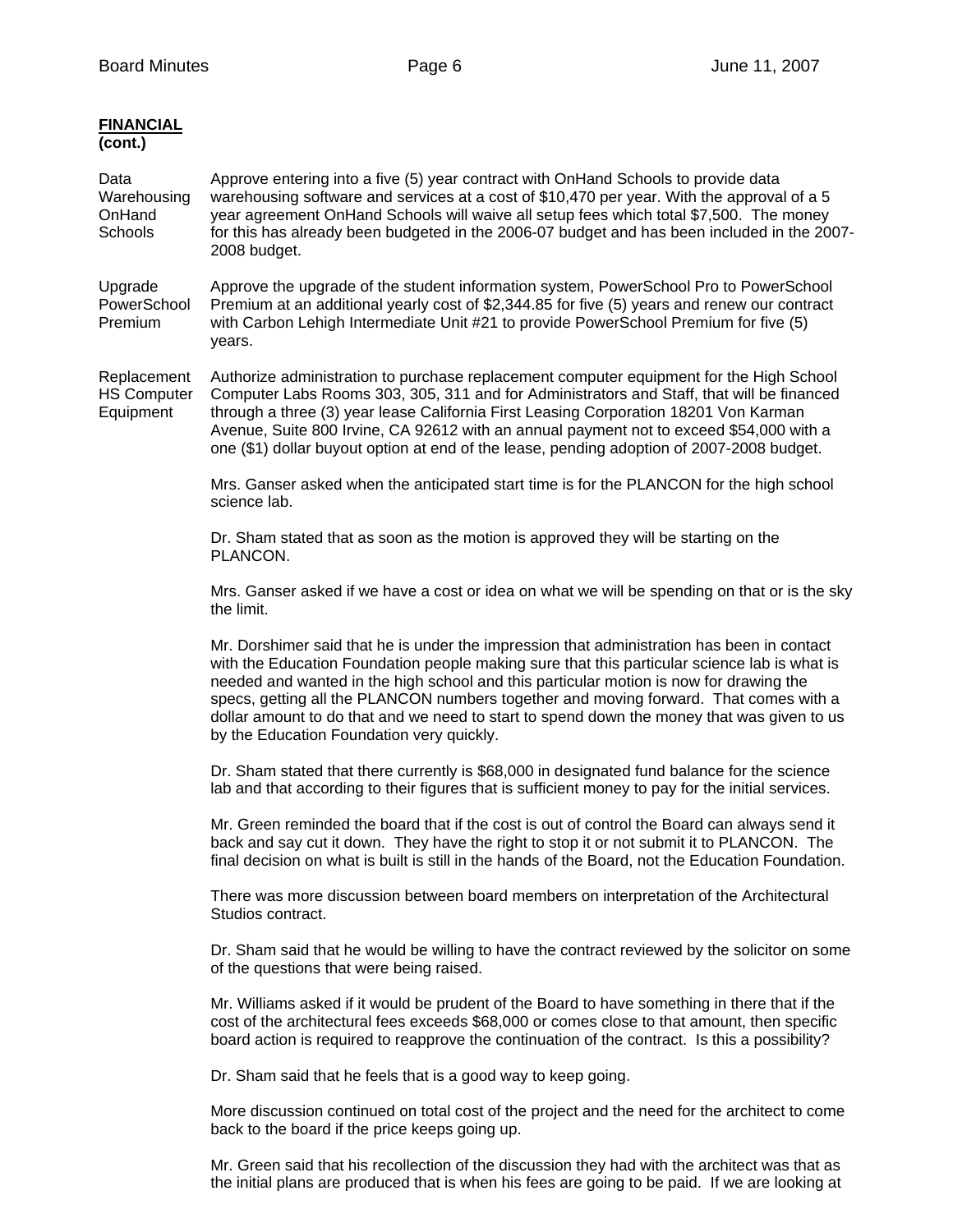**FINANCIAL (cont.)**

**Data Warehousing OnHand Schools**

Approve entering into a five (5) year contract with OnHand Schools to provide data warehousing software and services at a cost of $10,470 per year. With the approval of a 5 year agreement OnHand Schools will waive all setup fees which total $7,500. The money for this has already been budgeted in the 2006-07 budget and has been included in the 2007-2008 budget.

**Upgrade PowerSchool Premium**

Approve the upgrade of the student information system, PowerSchool Pro to PowerSchool Premium at an additional yearly cost of $2,344.85 for five (5) years and renew our contract with Carbon Lehigh Intermediate Unit #21 to provide PowerSchool Premium for five (5) years.

**Replacement HS Computer Equipment**

Authorize administration to purchase replacement computer equipment for the High School Computer Labs Rooms 303, 305, 311 and for Administrators and Staff, that will be financed through a three (3) year lease California First Leasing Corporation 18201 Von Karman Avenue, Suite 800 Irvine, CA 92612 with an annual payment not to exceed $54,000 with a one ($1) dollar buyout option at end of the lease, pending adoption of 2007-2008 budget.

Mrs. Ganser asked when the anticipated start time is for the PLANCON for the high school science lab.

Dr. Sham stated that as soon as the motion is approved they will be starting on the PLANCON.

Mrs. Ganser asked if we have a cost or idea on what we will be spending on that or is the sky the limit.

Mr. Dorshimer said that he is under the impression that administration has been in contact with the Education Foundation people making sure that this particular science lab is what is needed and wanted in the high school and this particular motion is now for drawing the specs, getting all the PLANCON numbers together and moving forward. That comes with a dollar amount to do that and we need to start to spend down the money that was given to us by the Education Foundation very quickly.

Dr. Sham stated that there currently is $68,000 in designated fund balance for the science lab and that according to their figures that is sufficient money to pay for the initial services.

Mr. Green reminded the board that if the cost is out of control the Board can always send it back and say cut it down. They have the right to stop it or not submit it to PLANCON. The final decision on what is built is still in the hands of the Board, not the Education Foundation.

There was more discussion between board members on interpretation of the Architectural Studios contract.

Dr. Sham said that he would be willing to have the contract reviewed by the solicitor on some of the questions that were being raised.

Mr. Williams asked if it would be prudent of the Board to have something in there that if the cost of the architectural fees exceeds $68,000 or comes close to that amount, then specific board action is required to reapprove the continuation of the contract. Is this a possibility?

Dr. Sham said that he feels that is a good way to keep going.

More discussion continued on total cost of the project and the need for the architect to come back to the board if the price keeps going up.

Mr. Green said that his recollection of the discussion they had with the architect was that as the initial plans are produced that is when his fees are going to be paid. If we are looking at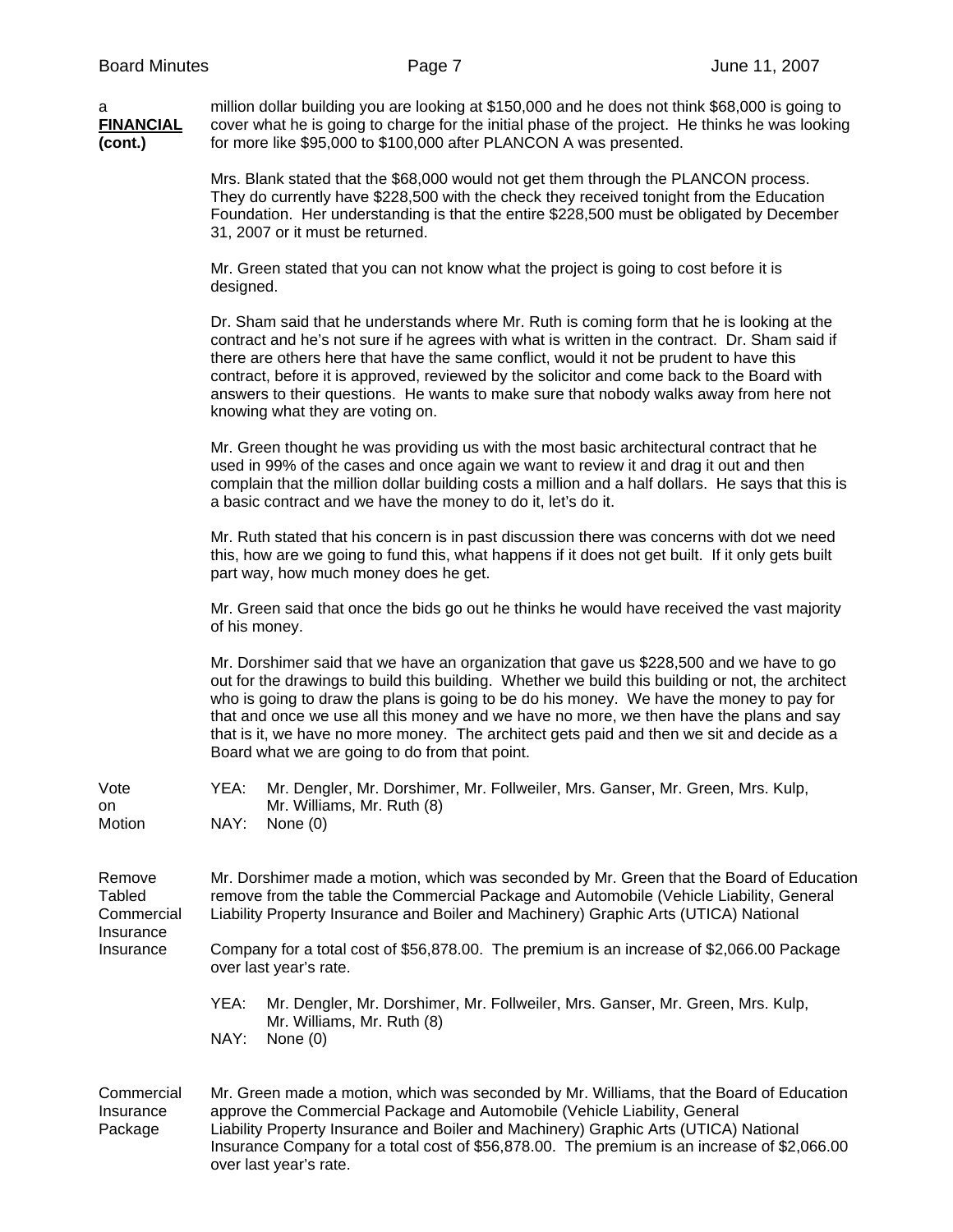**a FINANCIAL (cont.)**

million dollar building you are looking at $150,000 and he does not think $68,000 is going to cover what he is going to charge for the initial phase of the project. He thinks he was looking for more like $95,000 to $100,000 after PLANCON A was presented.

Mrs. Blank stated that the $68,000 would not get them through the PLANCON process. They do currently have $228,500 with the check they received tonight from the Education Foundation. Her understanding is that the entire $228,500 must be obligated by December 31, 2007 or it must be returned.

Mr. Green stated that you can not know what the project is going to cost before it is designed.

Dr. Sham said that he understands where Mr. Ruth is coming form that he is looking at the contract and he's not sure if he agrees with what is written in the contract. Dr. Sham said if there are others here that have the same conflict, would it not be prudent to have this contract, before it is approved, reviewed by the solicitor and come back to the Board with answers to their questions. He wants to make sure that nobody walks away from here not knowing what they are voting on.

Mr. Green thought he was providing us with the most basic architectural contract that he used in 99% of the cases and once again we want to review it and drag it out and then complain that the million dollar building costs a million and a half dollars. He says that this is a basic contract and we have the money to do it, let's do it.

Mr. Ruth stated that his concern is in past discussion there was concerns with dot we need this, how are we going to fund this, what happens if it does not get built. If it only gets built part way, how much money does he get.

Mr. Green said that once the bids go out he thinks he would have received the vast majority of his money.

Mr. Dorshimer said that we have an organization that gave us $228,500 and we have to go out for the drawings to build this building. Whether we build this building or not, the architect who is going to draw the plans is going to be do his money. We have the money to pay for that and once we use all this money and we have no more, we then have the plans and say that is it, we have no more money. The architect gets paid and then we sit and decide as a Board what we are going to do from that point.

**Vote on Motion**

YEA: Mr. Dengler, Mr. Dorshimer, Mr. Follweiler, Mrs. Ganser, Mr. Green, Mrs. Kulp, Mr. Williams, Mr. Ruth (8)
NAY: None (0)

**Remove Tabled Commercial Insurance Insurance**

Mr. Dorshimer made a motion, which was seconded by Mr. Green that the Board of Education remove from the table the Commercial Package and Automobile (Vehicle Liability, General Liability Property Insurance and Boiler and Machinery) Graphic Arts (UTICA) National

Company for a total cost of $56,878.00. The premium is an increase of $2,066.00 Package over last year's rate.

YEA: Mr. Dengler, Mr. Dorshimer, Mr. Follweiler, Mrs. Ganser, Mr. Green, Mrs. Kulp, Mr. Williams, Mr. Ruth (8)
NAY: None (0)

**Commercial Insurance Package**

Mr. Green made a motion, which was seconded by Mr. Williams, that the Board of Education approve the Commercial Package and Automobile (Vehicle Liability, General Liability Property Insurance and Boiler and Machinery) Graphic Arts (UTICA) National Insurance Company for a total cost of $56,878.00. The premium is an increase of $2,066.00 over last year's rate.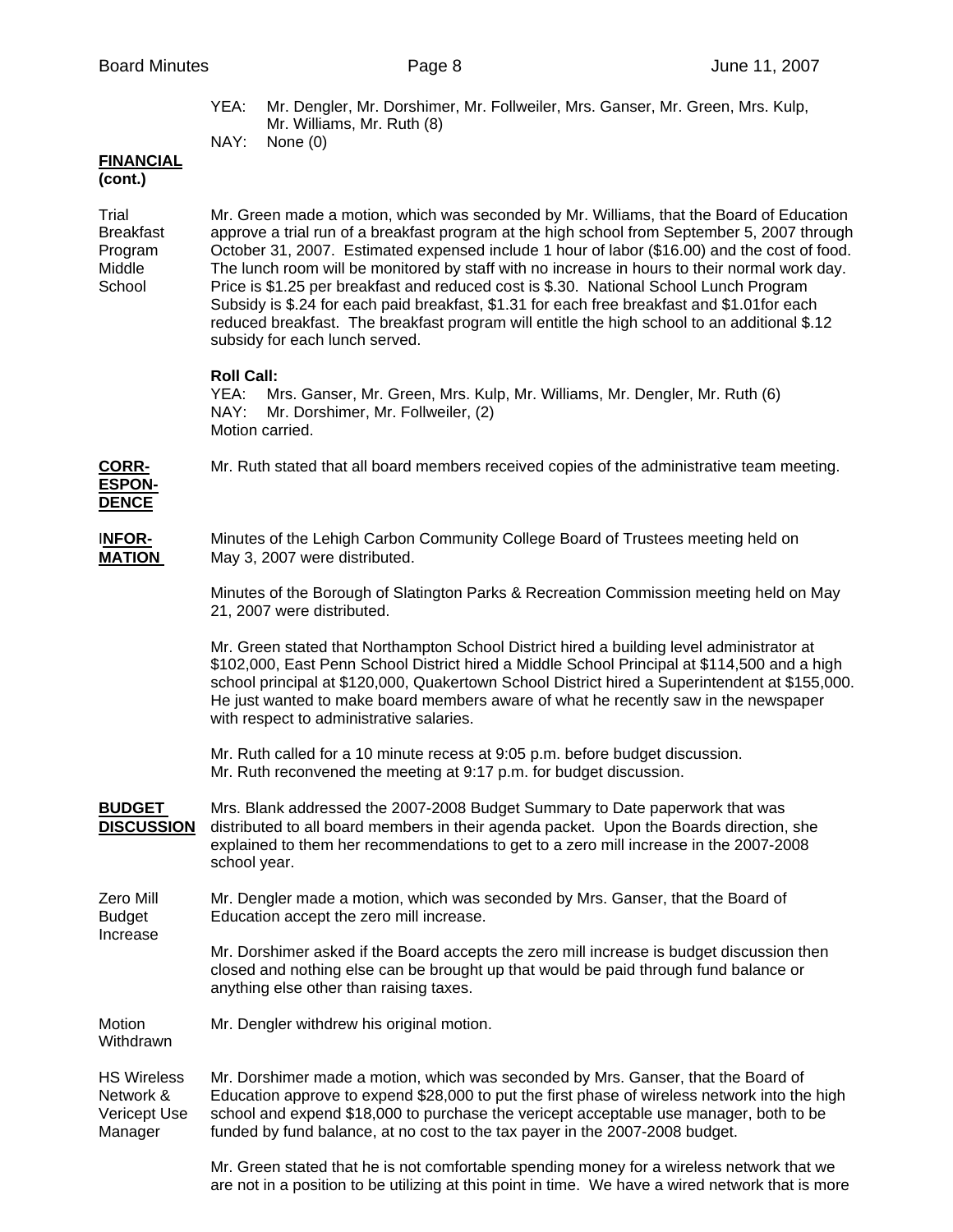YEA: Mr. Dengler, Mr. Dorshimer, Mr. Follweiler, Mrs. Ganser, Mr. Green, Mrs. Kulp, Mr. Williams, Mr. Ruth (8)
NAY: None (0)

**FINANCIAL (cont.)**

**Trial Breakfast Program Middle School**

Mr. Green made a motion, which was seconded by Mr. Williams, that the Board of Education approve a trial run of a breakfast program at the high school from September 5, 2007 through October 31, 2007. Estimated expensed include 1 hour of labor ($16.00) and the cost of food. The lunch room will be monitored by staff with no increase in hours to their normal work day. Price is $1.25 per breakfast and reduced cost is $.30. National School Lunch Program Subsidy is $.24 for each paid breakfast, $1.31 for each free breakfast and $1.01for each reduced breakfast. The breakfast program will entitle the high school to an additional $.12 subsidy for each lunch served.

**Roll Call:**
YEA: Mrs. Ganser, Mr. Green, Mrs. Kulp, Mr. Williams, Mr. Dengler, Mr. Ruth (6)
NAY: Mr. Dorshimer, Mr. Follweiler, (2)
Motion carried.

**CORRESPONDENCE**

Mr. Ruth stated that all board members received copies of the administrative team meeting.

**INFORMATION**

Minutes of the Lehigh Carbon Community College Board of Trustees meeting held on May 3, 2007 were distributed.

Minutes of the Borough of Slatington Parks & Recreation Commission meeting held on May 21, 2007 were distributed.

Mr. Green stated that Northampton School District hired a building level administrator at $102,000, East Penn School District hired a Middle School Principal at $114,500 and a high school principal at $120,000, Quakertown School District hired a Superintendent at $155,000. He just wanted to make board members aware of what he recently saw in the newspaper with respect to administrative salaries.

Mr. Ruth called for a 10 minute recess at 9:05 p.m. before budget discussion.
Mr. Ruth reconvened the meeting at 9:17 p.m. for budget discussion.

**BUDGET DISCUSSION**

Mrs. Blank addressed the 2007-2008 Budget Summary to Date paperwork that was distributed to all board members in their agenda packet. Upon the Boards direction, she explained to them her recommendations to get to a zero mill increase in the 2007-2008 school year.

**Zero Mill Budget Increase**

Mr. Dengler made a motion, which was seconded by Mrs. Ganser, that the Board of Education accept the zero mill increase.

Mr. Dorshimer asked if the Board accepts the zero mill increase is budget discussion then closed and nothing else can be brought up that would be paid through fund balance or anything else other than raising taxes.

**Motion Withdrawn**

Mr. Dengler withdrew his original motion.

**HS Wireless Network & Vericept Use Manager**

Mr. Dorshimer made a motion, which was seconded by Mrs. Ganser, that the Board of Education approve to expend $28,000 to put the first phase of wireless network into the high school and expend $18,000 to purchase the vericept acceptable use manager, both to be funded by fund balance, at no cost to the tax payer in the 2007-2008 budget.

Mr. Green stated that he is not comfortable spending money for a wireless network that we are not in a position to be utilizing at this point in time. We have a wired network that is more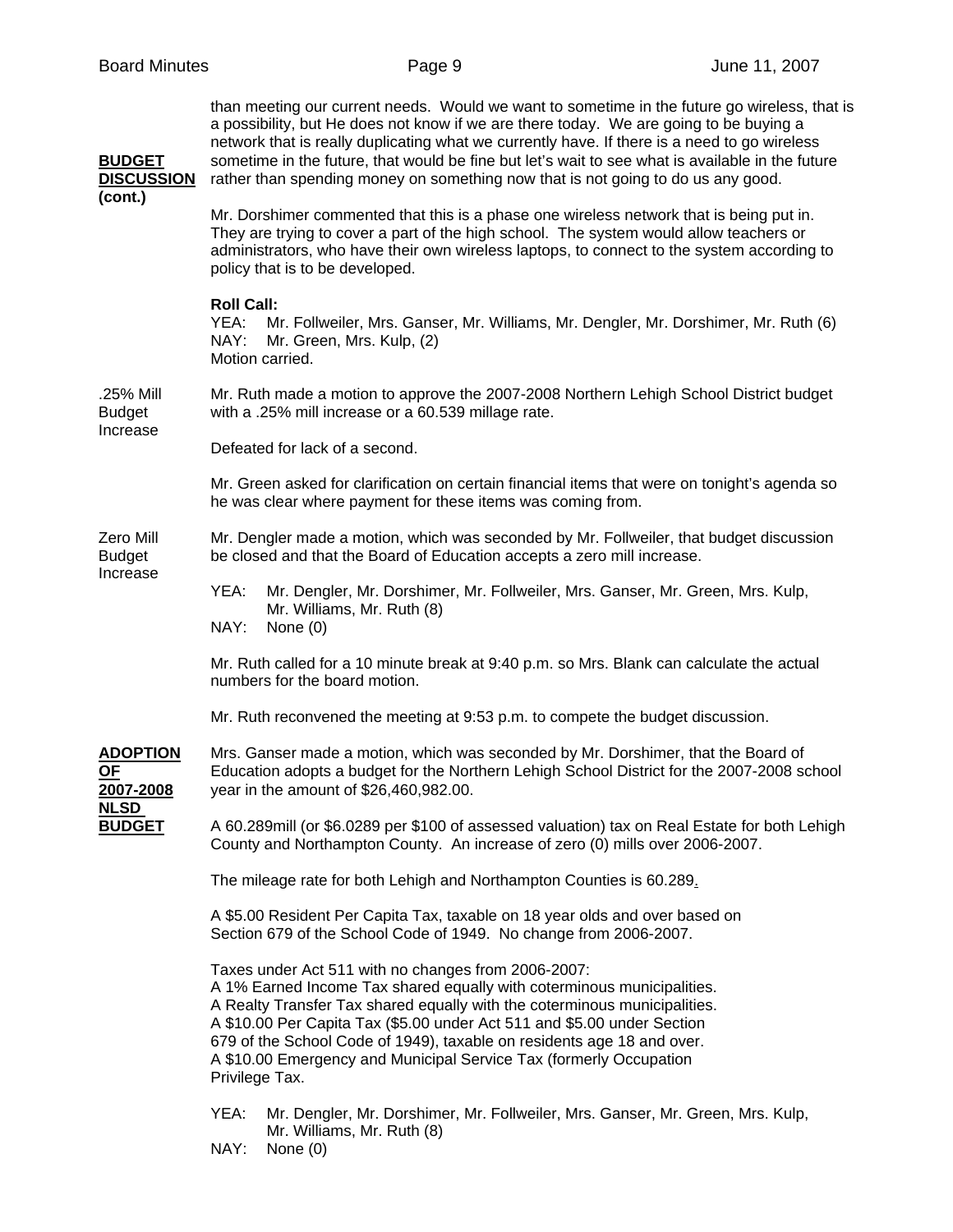**BUDGET DISCUSSION (cont.)**

than meeting our current needs. Would we want to sometime in the future go wireless, that is a possibility, but He does not know if we are there today. We are going to be buying a network that is really duplicating what we currently have. If there is a need to go wireless sometime in the future, that would be fine but let's wait to see what is available in the future rather than spending money on something now that is not going to do us any good.

Mr. Dorshimer commented that this is a phase one wireless network that is being put in. They are trying to cover a part of the high school. The system would allow teachers or administrators, who have their own wireless laptops, to connect to the system according to policy that is to be developed.

**Roll Call:**
YEA: Mr. Follweiler, Mrs. Ganser, Mr. Williams, Mr. Dengler, Mr. Dorshimer, Mr. Ruth (6)
NAY: Mr. Green, Mrs. Kulp, (2)
Motion carried.

.25% Mill Budget Increase

Mr. Ruth made a motion to approve the 2007-2008 Northern Lehigh School District budget with a .25% mill increase or a 60.539 millage rate.

Defeated for lack of a second.

Mr. Green asked for clarification on certain financial items that were on tonight's agenda so he was clear where payment for these items was coming from.

Zero Mill Budget Increase

Mr. Dengler made a motion, which was seconded by Mr. Follweiler, that budget discussion be closed and that the Board of Education accepts a zero mill increase.

YEA: Mr. Dengler, Mr. Dorshimer, Mr. Follweiler, Mrs. Ganser, Mr. Green, Mrs. Kulp, Mr. Williams, Mr. Ruth (8)
NAY: None (0)

Mr. Ruth called for a 10 minute break at 9:40 p.m. so Mrs. Blank can calculate the actual numbers for the board motion.

Mr. Ruth reconvened the meeting at 9:53 p.m. to compete the budget discussion.

**ADOPTION OF 2007-2008 NLSD BUDGET**

Mrs. Ganser made a motion, which was seconded by Mr. Dorshimer, that the Board of Education adopts a budget for the Northern Lehigh School District for the 2007-2008 school year in the amount of $26,460,982.00.

A 60.289mill (or $6.0289 per $100 of assessed valuation) tax on Real Estate for both Lehigh County and Northampton County. An increase of zero (0) mills over 2006-2007.

The mileage rate for both Lehigh and Northampton Counties is 60.289.

A $5.00 Resident Per Capita Tax, taxable on 18 year olds and over based on Section 679 of the School Code of 1949. No change from 2006-2007.

Taxes under Act 511 with no changes from 2006-2007:
A 1% Earned Income Tax shared equally with coterminous municipalities.
A Realty Transfer Tax shared equally with the coterminous municipalities.
A $10.00 Per Capita Tax ($5.00 under Act 511 and $5.00 under Section 679 of the School Code of 1949), taxable on residents age 18 and over.
A $10.00 Emergency and Municipal Service Tax (formerly Occupation Privilege Tax.

YEA: Mr. Dengler, Mr. Dorshimer, Mr. Follweiler, Mrs. Ganser, Mr. Green, Mrs. Kulp, Mr. Williams, Mr. Ruth (8)
NAY: None (0)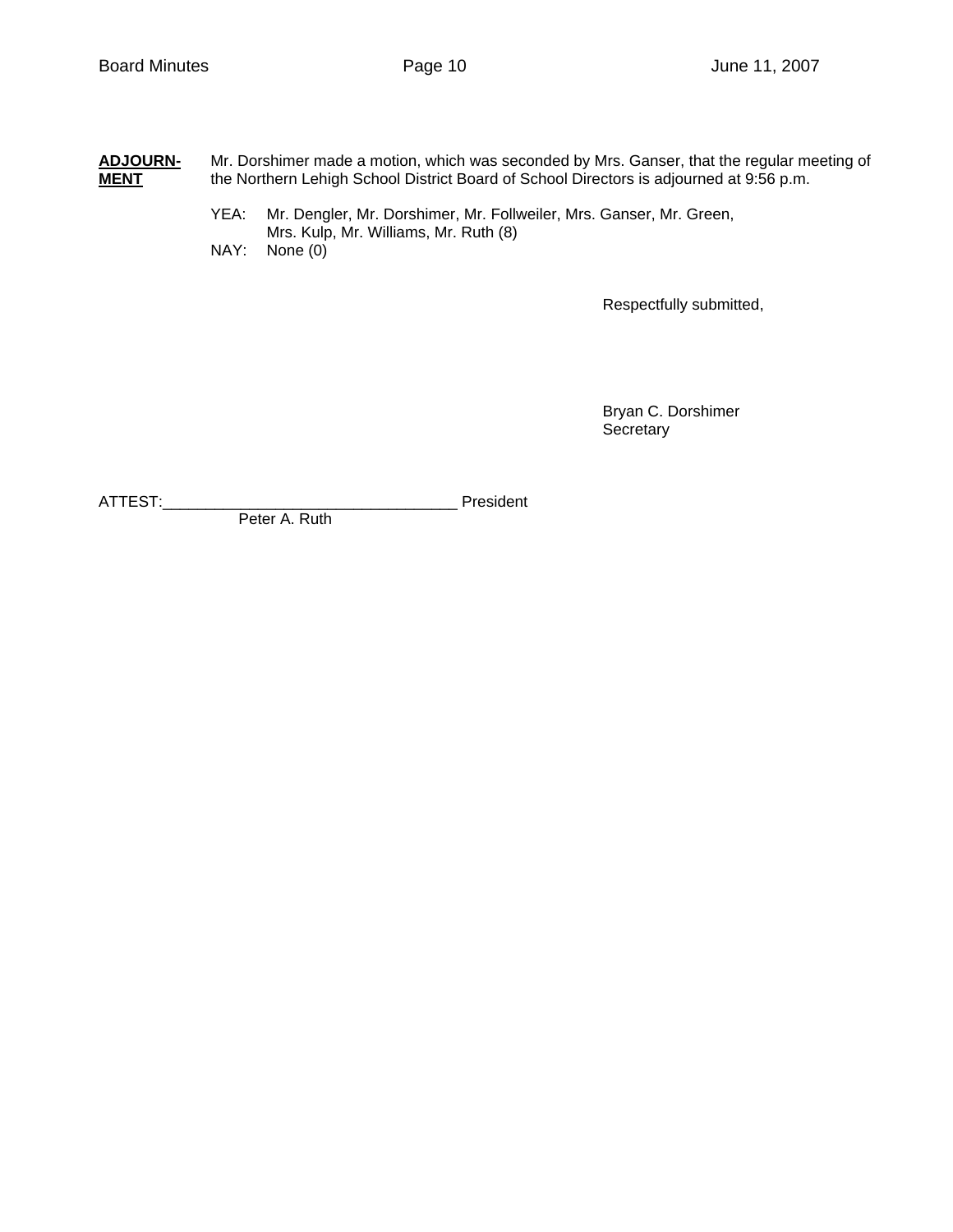**ADJOURN-MENT**

Mr. Dorshimer made a motion, which was seconded by Mrs. Ganser, that the regular meeting of the Northern Lehigh School District Board of School Directors is adjourned at 9:56 p.m.

YEA: Mr. Dengler, Mr. Dorshimer, Mr. Follweiler, Mrs. Ganser, Mr. Green, Mrs. Kulp, Mr. Williams, Mr. Ruth (8)
NAY: None (0)

Respectfully submitted,

Bryan C. Dorshimer
Secretary

ATTEST:_________________________________ President
Peter A. Ruth